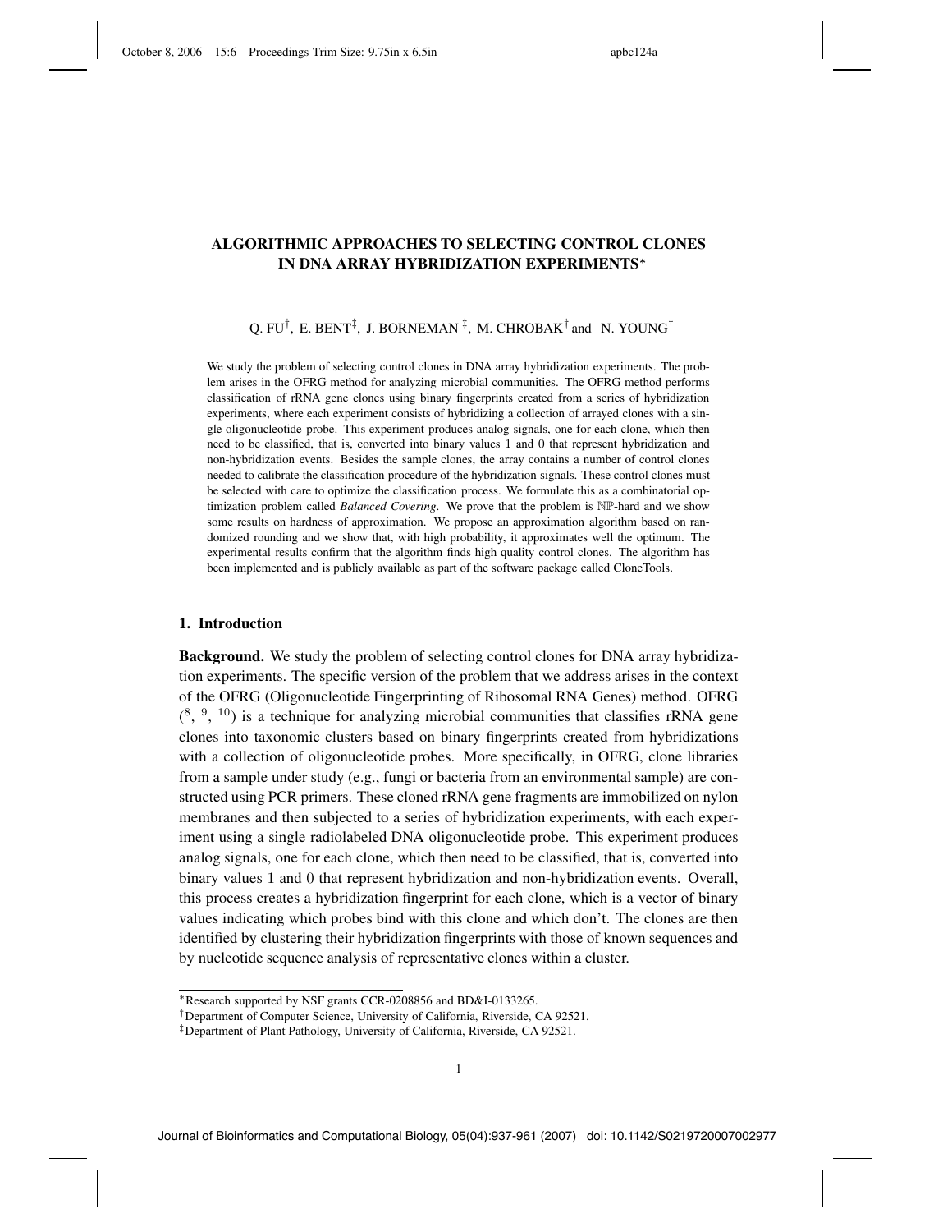# ALGORITHMIC APPROACHES TO SELECTING CONTROL CLONES IN DNA ARRAY HYBRIDIZATION EXPERIMENTS[*]

Q. FU[†], E. BENT[‡], J. BORNEMAN [‡], M. CHROBAK[†] and N. YOUNG[†]

We study the problem of selecting control clones in DNA array hybridization experiments. The problem arises in the OFRG method for analyzing microbial communities. The OFRG method performs classification of rRNA gene clones using binary fingerprints created from a series of hybridization experiments, where each experiment consists of hybridizing a collection of arrayed clones with a single oligonucleotide probe. This experiment produces analog signals, one for each clone, which then need to be classified, that is, converted into binary values 1 and 0 that represent hybridization and non-hybridization events. Besides the sample clones, the array contains a number of control clones needed to calibrate the classification procedure of the hybridization signals. These control clones must be selected with care to optimize the classification process. We formulate this as a combinatorial optimization problem called *Balanced Covering*. We prove that the problem is $\mathbb{NP}$-hard and we show some results on hardness of approximation. We propose an approximation algorithm based on randomized rounding and we show that, with high probability, it approximates well the optimum. The experimental results confirm that the algorithm finds high quality control clones. The algorithm has been implemented and is publicly available as part of the software package called CloneTools.

## 1. Introduction

**Background.** We study the problem of selecting control clones for DNA array hybridization experiments. The specific version of the problem that we address arises in the context of the OFRG (Oligonucleotide Fingerprinting of Ribosomal RNA Genes) method. OFRG ([8], [9], [10]) is a technique for analyzing microbial communities that classifies rRNA gene clones into taxonomic clusters based on binary fingerprints created from hybridizations with a collection of oligonucleotide probes. More specifically, in OFRG, clone libraries from a sample under study (e.g., fungi or bacteria from an environmental sample) are constructed using PCR primers. These cloned rRNA gene fragments are immobilized on nylon membranes and then subjected to a series of hybridization experiments, with each experiment using a single radiolabeled DNA oligonucleotide probe. This experiment produces analog signals, one for each clone, which then need to be classified, that is, converted into binary values 1 and 0 that represent hybridization and non-hybridization events. Overall, this process creates a hybridization fingerprint for each clone, which is a vector of binary values indicating which probes bind with this clone and which don't. The clones are then identified by clustering their hybridization fingerprints with those of known sequences and by nucleotide sequence analysis of representative clones within a cluster.

---

[*] Research supported by NSF grants CCR-0208856 and BD&I-0133265.

[†] Department of Computer Science, University of California, Riverside, CA 92521.

[‡] Department of Plant Pathology, University of California, Riverside, CA 92521.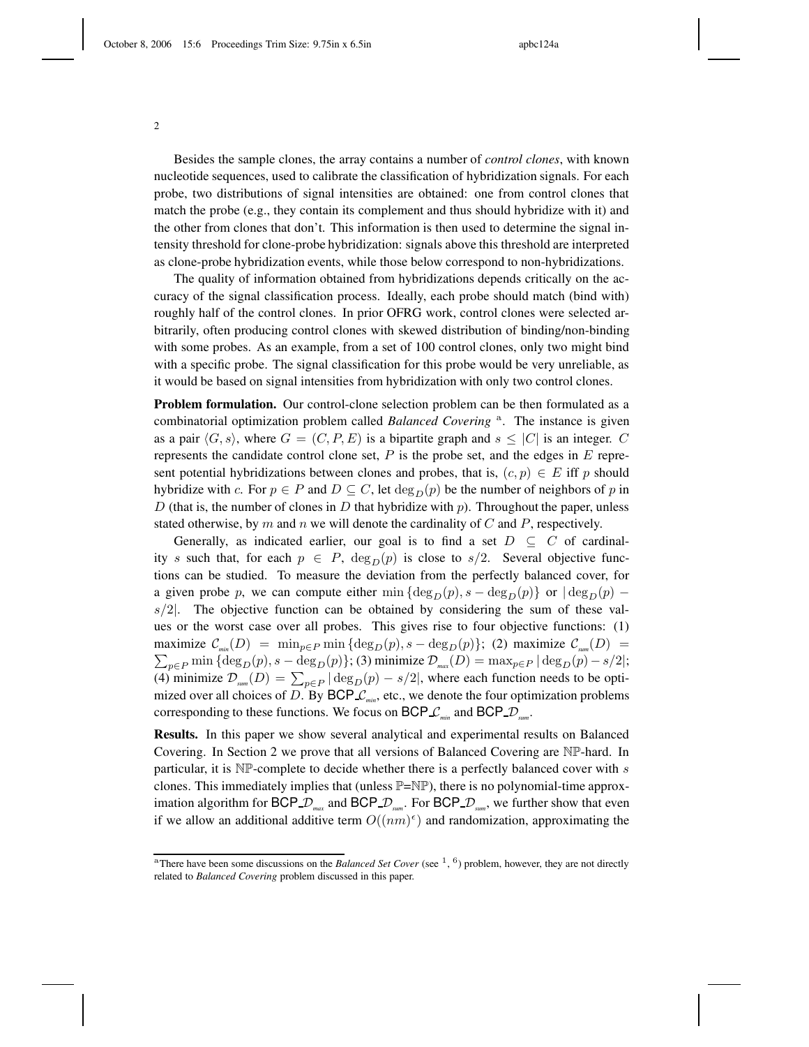Besides the sample clones, the array contains a number of *control clones*, with known nucleotide sequences, used to calibrate the classification of hybridization signals. For each probe, two distributions of signal intensities are obtained: one from control clones that match the probe (e.g., they contain its complement and thus should hybridize with it) and the other from clones that don't. This information is then used to determine the signal intensity threshold for clone-probe hybridization: signals above this threshold are interpreted as clone-probe hybridization events, while those below correspond to non-hybridizations.

The quality of information obtained from hybridizations depends critically on the accuracy of the signal classification process. Ideally, each probe should match (bind with) roughly half of the control clones. In prior OFRG work, control clones were selected arbitrarily, often producing control clones with skewed distribution of binding/non-binding with some probes. As an example, from a set of 100 control clones, only two might bind with a specific probe. The signal classification for this probe would be very unreliable, as it would be based on signal intensities from hybridization with only two control clones.

**Problem formulation.** Our control-clone selection problem can be then formulated as a combinatorial optimization problem called *Balanced Covering* [a]. The instance is given as a pair $\langle G, s\rangle$, where $G = (C, P, E)$ is a bipartite graph and $s \leq |C|$ is an integer. $C$ represents the candidate control clone set, $P$ is the probe set, and the edges in $E$ represent potential hybridizations between clones and probes, that is, $(c, p) \in E$ iff $p$ should hybridize with $c$. For $p \in P$ and $D \subseteq C$, let $\deg_D(p)$ be the number of neighbors of $p$ in $D$ (that is, the number of clones in $D$ that hybridize with $p$). Throughout the paper, unless stated otherwise, by $m$ and $n$ we will denote the cardinality of $C$ and $P$, respectively.

Generally, as indicated earlier, our goal is to find a set $D \subseteq C$ of cardinality $s$ such that, for each $p \in P$, $\deg_D(p)$ is close to $s/2$. Several objective functions can be studied. To measure the deviation from the perfectly balanced cover, for a given probe $p$, we can compute either $\min\{\deg_D(p), s - \deg_D(p)\}$ or $|\deg_D(p) - s/2|$. The objective function can be obtained by considering the sum of these values or the worst case over all probes. This gives rise to four objective functions: (1) maximize $\mathcal{C}_{min}(D) = \min_{p\in P} \min\{\deg_D(p), s - \deg_D(p)\}$; (2) maximize $\mathcal{C}_{sum}(D) = \sum_{p\in P} \min\{\deg_D(p), s - \deg_D(p)\}$; (3) minimize $\mathcal{D}_{max}(D) = \max_{p\in P} |\deg_D(p) - s/2|$; (4) minimize $\mathcal{D}_{sum}(D) = \sum_{p\in P} |\deg_D(p) - s/2|$, where each function needs to be optimized over all choices of $D$. By BCP_$\mathcal{C}_{min}$, etc., we denote the four optimization problems corresponding to these functions. We focus on BCP_$\mathcal{C}_{min}$ and BCP_$\mathcal{D}_{sum}$.

**Results.** In this paper we show several analytical and experimental results on Balanced Covering. In Section 2 we prove that all versions of Balanced Covering are $\mathbb{NP}$-hard. In particular, it is $\mathbb{NP}$-complete to decide whether there is a perfectly balanced cover with $s$ clones. This immediately implies that (unless $\mathbb{P}$=$\mathbb{NP}$), there is no polynomial-time approximation algorithm for BCP_$\mathcal{D}_{max}$ and BCP_$\mathcal{D}_{sum}$. For BCP_$\mathcal{D}_{sum}$, we further show that even if we allow an additional additive term $O((nm)^\epsilon)$ and randomization, approximating the

[a] There have been some discussions on the *Balanced Set Cover* (see [1], [6]) problem, however, they are not directly related to *Balanced Covering* problem discussed in this paper.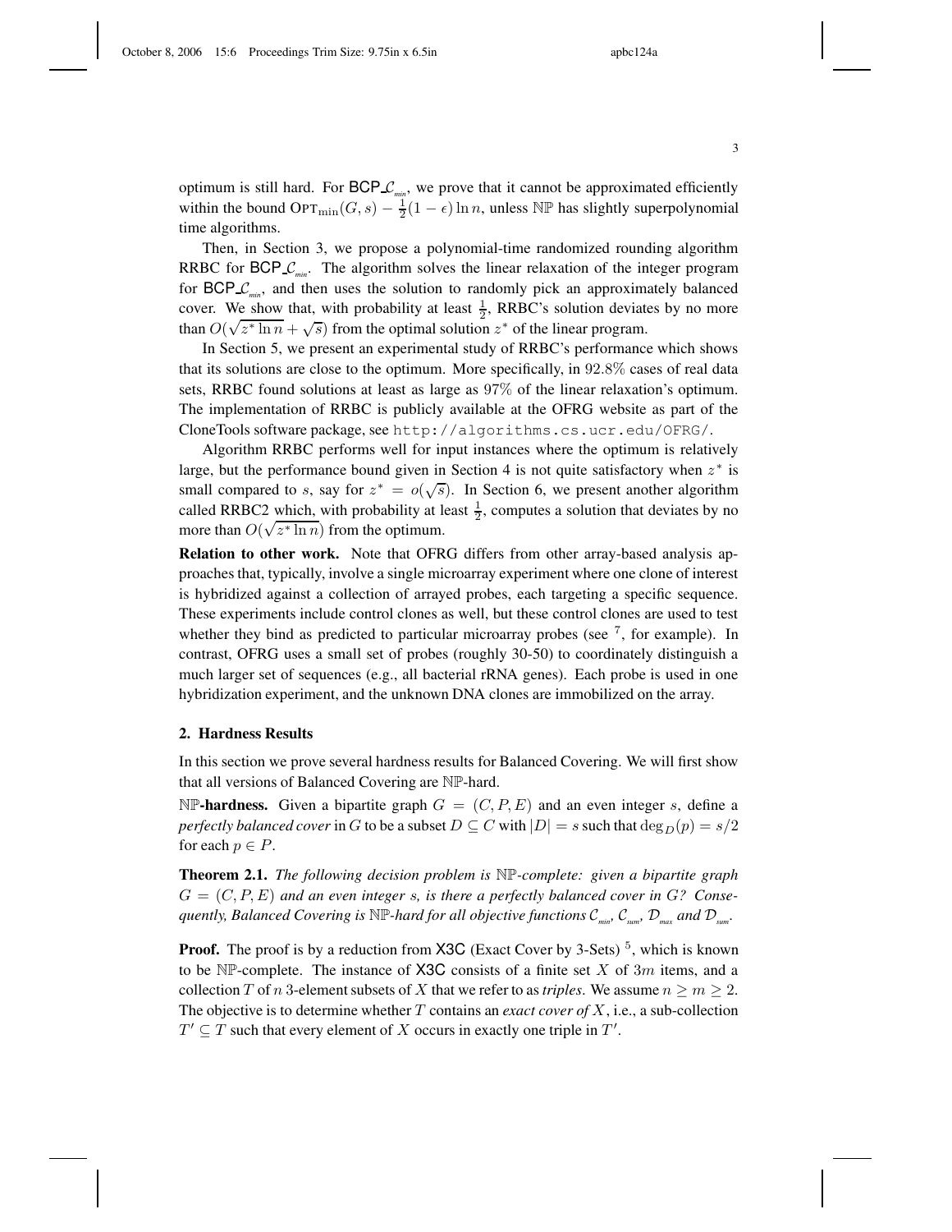optimum is still hard. For BCP_$\mathcal{C}_{min}$, we prove that it cannot be approximated efficiently within the bound $\text{OPT}_{\min}(G, s) - \frac{1}{2}(1 - \epsilon) \ln n$, unless $\mathbb{NP}$ has slightly superpolynomial time algorithms.

Then, in Section 3, we propose a polynomial-time randomized rounding algorithm RRBC for BCP_$\mathcal{C}_{min}$. The algorithm solves the linear relaxation of the integer program for BCP_$\mathcal{C}_{min}$, and then uses the solution to randomly pick an approximately balanced cover. We show that, with probability at least $\frac{1}{2}$, RRBC's solution deviates by no more than $O(\sqrt{z^* \ln n} + \sqrt{s})$ from the optimal solution $z^*$ of the linear program.

In Section 5, we present an experimental study of RRBC's performance which shows that its solutions are close to the optimum. More specifically, in $92.8\%$ cases of real data sets, RRBC found solutions at least as large as $97\%$ of the linear relaxation's optimum. The implementation of RRBC is publicly available at the OFRG website as part of the CloneTools software package, see `http://algorithms.cs.ucr.edu/OFRG/`.

Algorithm RRBC performs well for input instances where the optimum is relatively large, but the performance bound given in Section 4 is not quite satisfactory when $z^*$ is small compared to $s$, say for $z^* = o(\sqrt{s})$. In Section 6, we present another algorithm called RRBC2 which, with probability at least $\frac{1}{2}$, computes a solution that deviates by no more than $O(\sqrt{z^* \ln n})$ from the optimum.

**Relation to other work.** Note that OFRG differs from other array-based analysis approaches that, typically, involve a single microarray experiment where one clone of interest is hybridized against a collection of arrayed probes, each targeting a specific sequence. These experiments include control clones as well, but these control clones are used to test whether they bind as predicted to particular microarray probes (see [7], for example). In contrast, OFRG uses a small set of probes (roughly 30-50) to coordinately distinguish a much larger set of sequences (e.g., all bacterial rRNA genes). Each probe is used in one hybridization experiment, and the unknown DNA clones are immobilized on the array.

## 2. Hardness Results

In this section we prove several hardness results for Balanced Covering. We will first show that all versions of Balanced Covering are $\mathbb{NP}$-hard.

**$\mathbb{NP}$-hardness.** Given a bipartite graph $G = (C, P, E)$ and an even integer $s$, define a *perfectly balanced cover* in $G$ to be a subset $D \subseteq C$ with $|D| = s$ such that $\deg_D(p) = s/2$ for each $p \in P$.

**Theorem 2.1.** *The following decision problem is $\mathbb{NP}$-complete: given a bipartite graph $G = (C, P, E)$ and an even integer $s$, is there a perfectly balanced cover in $G$? Consequently, Balanced Covering is $\mathbb{NP}$-hard for all objective functions $\mathcal{C}_{min}$, $\mathcal{C}_{sum}$, $\mathcal{D}_{max}$ and $\mathcal{D}_{sum}$.*

**Proof.** The proof is by a reduction from X3C (Exact Cover by 3-Sets) [5], which is known to be $\mathbb{NP}$-complete. The instance of X3C consists of a finite set $X$ of $3m$ items, and a collection $T$ of $n$ 3-element subsets of $X$ that we refer to as *triples*. We assume $n \geq m \geq 2$. The objective is to determine whether $T$ contains an *exact cover of* $X$, i.e., a sub-collection $T' \subseteq T$ such that every element of $X$ occurs in exactly one triple in $T'$.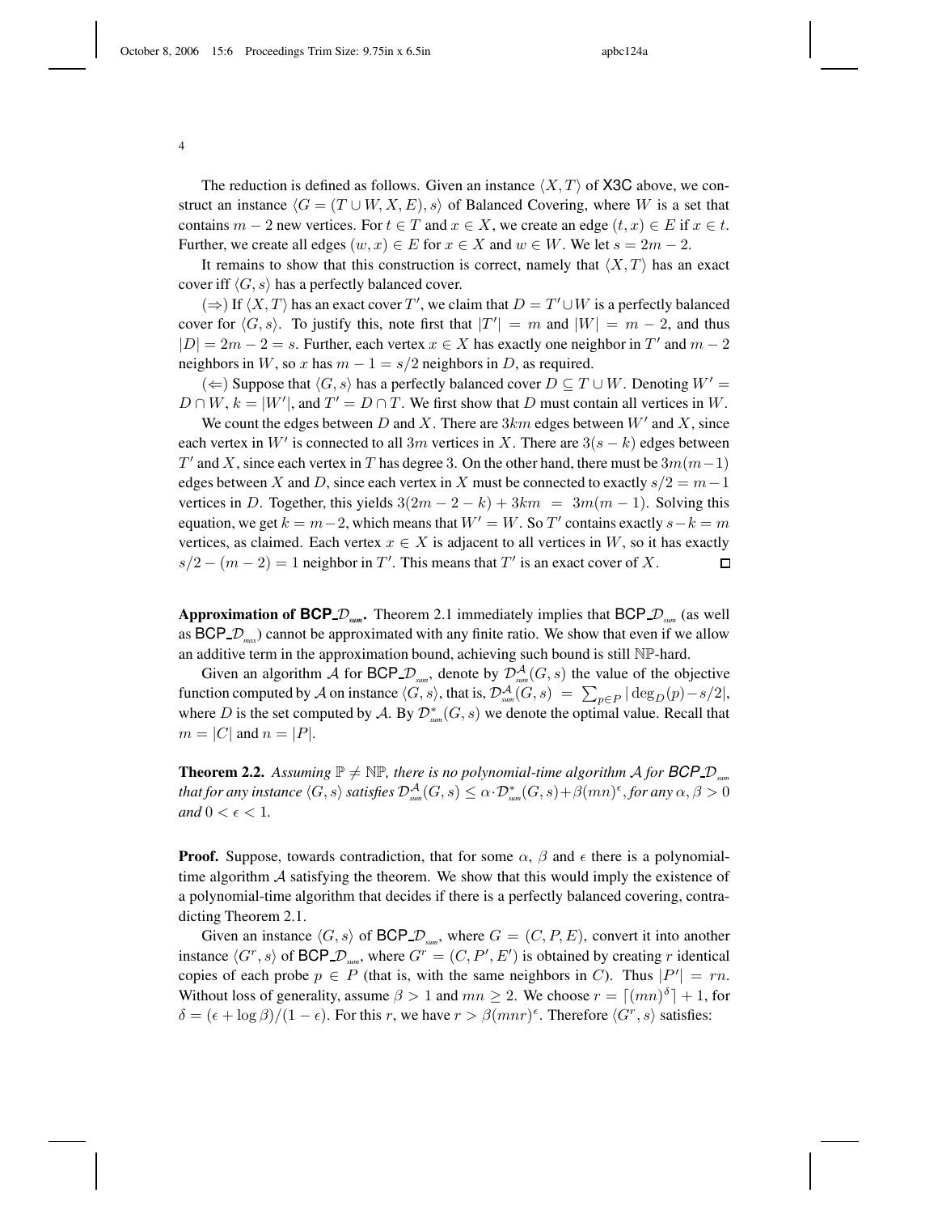The reduction is defined as follows. Given an instance $\langle X, T\rangle$ of X3C above, we construct an instance $\langle G = (T \cup W, X, E), s\rangle$ of Balanced Covering, where $W$ is a set that contains $m-2$ new vertices. For $t \in T$ and $x \in X$, we create an edge $(t, x) \in E$ if $x \in t$. Further, we create all edges $(w, x) \in E$ for $x \in X$ and $w \in W$. We let $s = 2m - 2$.

It remains to show that this construction is correct, namely that $\langle X, T\rangle$ has an exact cover iff $\langle G, s\rangle$ has a perfectly balanced cover.

($\Rightarrow$) If $\langle X, T\rangle$ has an exact cover $T'$, we claim that $D = T' \cup W$ is a perfectly balanced cover for $\langle G, s\rangle$. To justify this, note first that $|T'| = m$ and $|W| = m - 2$, and thus $|D| = 2m - 2 = s$. Further, each vertex $x \in X$ has exactly one neighbor in $T'$ and $m - 2$ neighbors in $W$, so $x$ has $m - 1 = s/2$ neighbors in $D$, as required.

($\Leftarrow$) Suppose that $\langle G, s\rangle$ has a perfectly balanced cover $D \subseteq T \cup W$. Denoting $W' = D \cap W$, $k = |W'|$, and $T' = D \cap T$. We first show that $D$ must contain all vertices in $W$.

We count the edges between $D$ and $X$. There are $3km$ edges between $W'$ and $X$, since each vertex in $W'$ is connected to all $3m$ vertices in $X$. There are $3(s-k)$ edges between $T'$ and $X$, since each vertex in $T$ has degree 3. On the other hand, there must be $3m(m-1)$ edges between $X$ and $D$, since each vertex in $X$ must be connected to exactly $s/2 = m-1$ vertices in $D$. Together, this yields $3(2m - 2 - k) + 3km = 3m(m-1)$. Solving this equation, we get $k = m-2$, which means that $W' = W$. So $T'$ contains exactly $s-k = m$ vertices, as claimed. Each vertex $x \in X$ is adjacent to all vertices in $W$, so it has exactly $s/2 - (m-2) = 1$ neighbor in $T'$. This means that $T'$ is an exact cover of $X$. □

**Approximation of BCP\_$\mathcal{D}_{sum}$.** Theorem 2.1 immediately implies that BCP\_$\mathcal{D}_{sum}$ (as well as BCP\_$\mathcal{D}_{max}$) cannot be approximated with any finite ratio. We show that even if we allow an additive term in the approximation bound, achieving such bound is still $\mathbb{NP}$-hard.

Given an algorithm $\mathcal{A}$ for BCP\_$\mathcal{D}_{sum}$, denote by $\mathcal{D}^{\mathcal{A}}_{sum}(G, s)$ the value of the objective function computed by $\mathcal{A}$ on instance $\langle G, s\rangle$, that is, $\mathcal{D}^{\mathcal{A}}_{sum}(G, s) = \sum_{p \in P} |\deg_D(p) - s/2|$, where $D$ is the set computed by $\mathcal{A}$. By $\mathcal{D}^{*}_{sum}(G, s)$ we denote the optimal value. Recall that $m = |C|$ and $n = |P|$.

**Theorem 2.2.** *Assuming $\mathbb{P} \neq \mathbb{NP}$, there is no polynomial-time algorithm $\mathcal{A}$ for BCP\_$\mathcal{D}_{sum}$ that for any instance $\langle G, s\rangle$ satisfies $\mathcal{D}^{\mathcal{A}}_{sum}(G, s) \leq \alpha \cdot \mathcal{D}^{*}_{sum}(G, s) + \beta (mn)^{\epsilon}$, for any $\alpha, \beta > 0$ and $0 < \epsilon < 1$.*

**Proof.** Suppose, towards contradiction, that for some $\alpha$, $\beta$ and $\epsilon$ there is a polynomial-time algorithm $\mathcal{A}$ satisfying the theorem. We show that this would imply the existence of a polynomial-time algorithm that decides if there is a perfectly balanced covering, contradicting Theorem 2.1.

Given an instance $\langle G, s\rangle$ of BCP\_$\mathcal{D}_{sum}$, where $G = (C, P, E)$, convert it into another instance $\langle G^r, s\rangle$ of BCP\_$\mathcal{D}_{sum}$, where $G^r = (C, P', E')$ is obtained by creating $r$ identical copies of each probe $p \in P$ (that is, with the same neighbors in $C$). Thus $|P'| = rn$. Without loss of generality, assume $\beta > 1$ and $mn \geq 2$. We choose $r = \lceil (mn)^{\delta} \rceil + 1$, for $\delta = (\epsilon + \log \beta)/(1 - \epsilon)$. For this $r$, we have $r > \beta (mnr)^{\epsilon}$. Therefore $\langle G^r, s\rangle$ satisfies: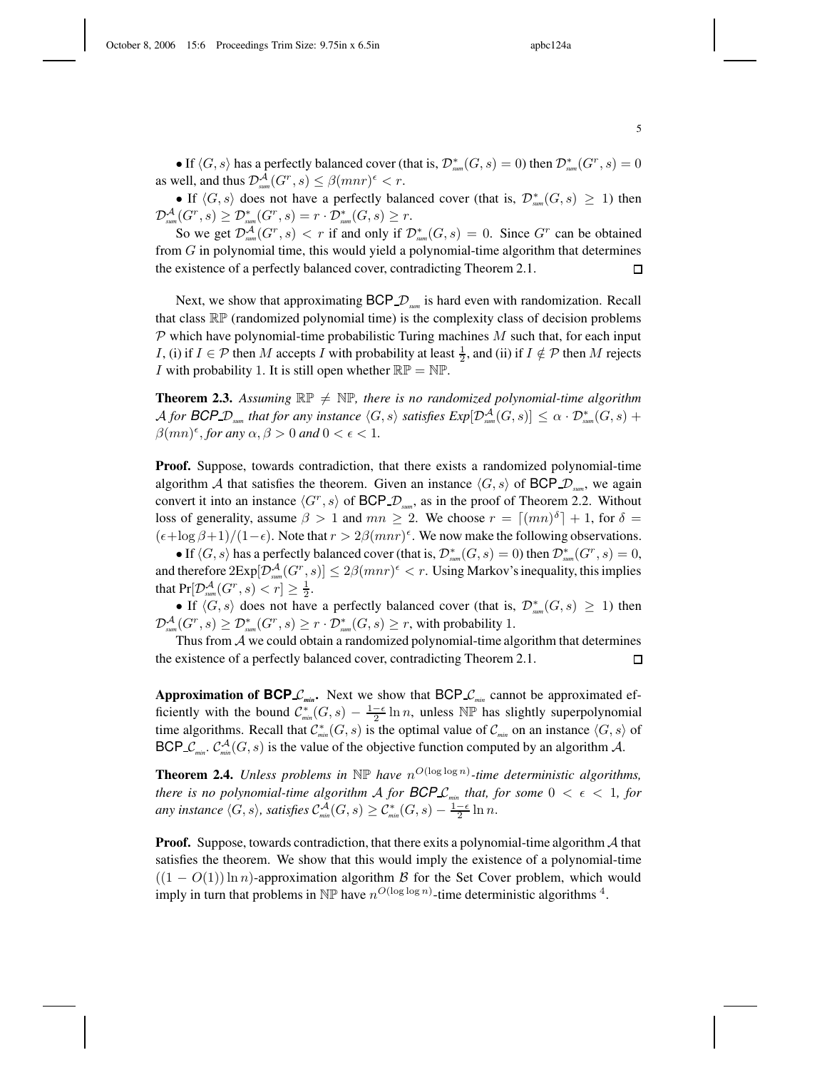• If $\langle G, s \rangle$ has a perfectly balanced cover (that is, $\mathcal{D}^*_{sum}(G, s) = 0$) then $\mathcal{D}^*_{sum}(G^r, s) = 0$ as well, and thus $\mathcal{D}^{\mathcal{A}}_{sum}(G^r, s) \leq \beta(mnr)^\epsilon < r$.

• If $\langle G, s \rangle$ does not have a perfectly balanced cover (that is, $\mathcal{D}^*_{sum}(G, s) \geq 1$) then $\mathcal{D}^{\mathcal{A}}_{sum}(G^r, s) \geq \mathcal{D}^*_{sum}(G^r, s) = r \cdot \mathcal{D}^*_{sum}(G, s) \geq r$.

So we get $\mathcal{D}^{\mathcal{A}}_{sum}(G^r, s) < r$ if and only if $\mathcal{D}^*_{sum}(G, s) = 0$. Since $G^r$ can be obtained from $G$ in polynomial time, this would yield a polynomial-time algorithm that determines the existence of a perfectly balanced cover, contradicting Theorem 2.1. □

Next, we show that approximating BCP_$\mathcal{D}_{sum}$ is hard even with randomization. Recall that class $\mathbb{RP}$ (randomized polynomial time) is the complexity class of decision problems $\mathcal{P}$ which have polynomial-time probabilistic Turing machines $M$ such that, for each input $I$, (i) if $I \in \mathcal{P}$ then $M$ accepts $I$ with probability at least $\frac{1}{2}$, and (ii) if $I \notin \mathcal{P}$ then $M$ rejects $I$ with probability 1. It is still open whether $\mathbb{RP} = \mathbb{NP}$.

**Theorem 2.3.** *Assuming $\mathbb{RP} \neq \mathbb{NP}$, there is no randomized polynomial-time algorithm $\mathcal{A}$ for BCP_$\mathcal{D}_{sum}$ that for any instance $\langle G, s \rangle$ satisfies $Exp[\mathcal{D}^{\mathcal{A}}_{sum}(G, s)] \leq \alpha \cdot \mathcal{D}^*_{sum}(G, s) + \beta(mn)^\epsilon$, for any $\alpha, \beta > 0$ and $0 < \epsilon < 1$.*

**Proof.** Suppose, towards contradiction, that there exists a randomized polynomial-time algorithm $\mathcal{A}$ that satisfies the theorem. Given an instance $\langle G, s \rangle$ of BCP_$\mathcal{D}_{sum}$, we again convert it into an instance $\langle G^r, s \rangle$ of BCP_$\mathcal{D}_{sum}$, as in the proof of Theorem 2.2. Without loss of generality, assume $\beta > 1$ and $mn \geq 2$. We choose $r = \lceil (mn)^\delta \rceil + 1$, for $\delta = (\epsilon + \log \beta + 1)/(1 - \epsilon)$. Note that $r > 2\beta(mnr)^\epsilon$. We now make the following observations.

• If $\langle G, s \rangle$ has a perfectly balanced cover (that is, $\mathcal{D}^*_{sum}(G, s) = 0$) then $\mathcal{D}^*_{sum}(G^r, s) = 0$, and therefore $2\text{Exp}[\mathcal{D}^{\mathcal{A}}_{sum}(G^r, s)] \leq 2\beta(mnr)^\epsilon < r$. Using Markov's inequality, this implies that $\Pr[\mathcal{D}^{\mathcal{A}}_{sum}(G^r, s) < r] \geq \frac{1}{2}$.

• If $\langle G, s \rangle$ does not have a perfectly balanced cover (that is, $\mathcal{D}^*_{sum}(G, s) \geq 1$) then $\mathcal{D}^{\mathcal{A}}_{sum}(G^r, s) \geq \mathcal{D}^*_{sum}(G^r, s) \geq r \cdot \mathcal{D}^*_{sum}(G, s) \geq r$, with probability 1.

Thus from $\mathcal{A}$ we could obtain a randomized polynomial-time algorithm that determines the existence of a perfectly balanced cover, contradicting Theorem 2.1. □

**Approximation of BCP_$\mathcal{C}_{min}$.** Next we show that BCP_$\mathcal{C}_{min}$ cannot be approximated efficiently with the bound $\mathcal{C}^*_{min}(G, s) - \frac{1-\epsilon}{2} \ln n$, unless $\mathbb{NP}$ has slightly superpolynomial time algorithms. Recall that $\mathcal{C}^*_{min}(G, s)$ is the optimal value of $\mathcal{C}_{min}$ on an instance $\langle G, s \rangle$ of BCP_$\mathcal{C}_{min}$. $\mathcal{C}^{\mathcal{A}}_{min}(G, s)$ is the value of the objective function computed by an algorithm $\mathcal{A}$.

**Theorem 2.4.** *Unless problems in $\mathbb{NP}$ have $n^{O(\log \log n)}$-time deterministic algorithms, there is no polynomial-time algorithm $\mathcal{A}$ for BCP_$\mathcal{C}_{min}$ that, for some $0 < \epsilon < 1$, for any instance $\langle G, s \rangle$, satisfies $\mathcal{C}^{\mathcal{A}}_{min}(G, s) \geq \mathcal{C}^*_{min}(G, s) - \frac{1-\epsilon}{2} \ln n$.*

**Proof.** Suppose, towards contradiction, that there exits a polynomial-time algorithm $\mathcal{A}$ that satisfies the theorem. We show that this would imply the existence of a polynomial-time $((1 - O(1)) \ln n)$-approximation algorithm $\mathcal{B}$ for the Set Cover problem, which would imply in turn that problems in $\mathbb{NP}$ have $n^{O(\log \log n)}$-time deterministic algorithms [4].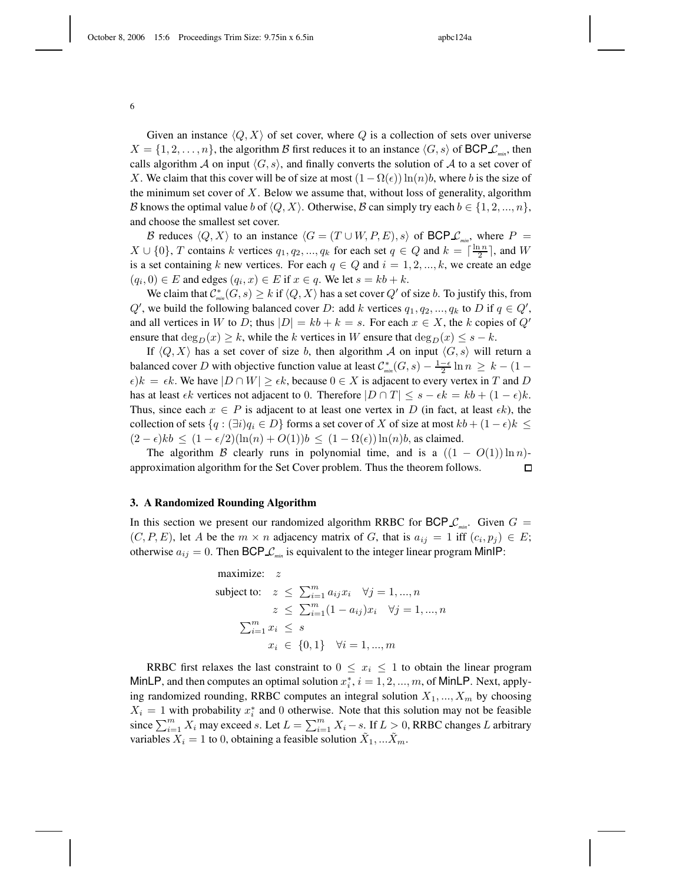Given an instance $\langle Q, X\rangle$ of set cover, where $Q$ is a collection of sets over universe $X = \{1, 2, \ldots, n\}$, the algorithm $\mathcal{B}$ first reduces it to an instance $\langle G, s\rangle$ of $\mathsf{BCP\_}\mathcal{C}_{min}$, then calls algorithm $\mathcal{A}$ on input $\langle G, s\rangle$, and finally converts the solution of $\mathcal{A}$ to a set cover of $X$. We claim that this cover will be of size at most $(1 - \Omega(\epsilon))\ln(n)b$, where $b$ is the size of the minimum set cover of $X$. Below we assume that, without loss of generality, algorithm $\mathcal{B}$ knows the optimal value $b$ of $\langle Q, X\rangle$. Otherwise, $\mathcal{B}$ can simply try each $b \in \{1, 2, ..., n\}$, and choose the smallest set cover.

$\mathcal{B}$ reduces $\langle Q, X\rangle$ to an instance $\langle G = (T \cup W, P, E), s\rangle$ of $\mathsf{BCP\_}\mathcal{C}_{min}$, where $P = X \cup \{0\}$, $T$ contains $k$ vertices $q_1, q_2, ..., q_k$ for each set $q \in Q$ and $k = \lceil \frac{\ln n}{2} \rceil$, and $W$ is a set containing $k$ new vertices. For each $q \in Q$ and $i = 1, 2, ..., k$, we create an edge $(q_i, 0) \in E$ and edges $(q_i, x) \in E$ if $x \in q$. We let $s = kb + k$.

We claim that $\mathcal{C}^*_{min}(G, s) \geq k$ if $\langle Q, X\rangle$ has a set cover $Q'$ of size $b$. To justify this, from $Q'$, we build the following balanced cover $D$: add $k$ vertices $q_1, q_2, ..., q_k$ to $D$ if $q \in Q'$, and all vertices in $W$ to $D$; thus $|D| = kb + k = s$. For each $x \in X$, the $k$ copies of $Q'$ ensure that $\deg_D(x) \geq k$, while the $k$ vertices in $W$ ensure that $\deg_D(x) \leq s - k$.

If $\langle Q, X\rangle$ has a set cover of size $b$, then algorithm $\mathcal{A}$ on input $\langle G, s\rangle$ will return a balanced cover $D$ with objective function value at least $\mathcal{C}^*_{min}(G, s) - \frac{1-\epsilon}{2}\ln n \geq k - (1 - \epsilon)k = \epsilon k$. We have $|D \cap W| \geq \epsilon k$, because $0 \in X$ is adjacent to every vertex in $T$ and $D$ has at least $\epsilon k$ vertices not adjacent to $0$. Therefore $|D \cap T| \leq s - \epsilon k = kb + (1 - \epsilon)k$. Thus, since each $x \in P$ is adjacent to at least one vertex in $D$ (in fact, at least $\epsilon k$), the collection of sets $\{q : (\exists i) q_i \in D\}$ forms a set cover of $X$ of size at most $kb + (1 - \epsilon)k \leq (2 - \epsilon)kb \leq (1 - \epsilon/2)(\ln(n) + O(1))b \leq (1 - \Omega(\epsilon))\ln(n)b$, as claimed.

The algorithm $\mathcal{B}$ clearly runs in polynomial time, and is a $((1 - O(1))\ln n)$-approximation algorithm for the Set Cover problem. Thus the theorem follows. □

## 3. A Randomized Rounding Algorithm

In this section we present our randomized algorithm RRBC for $\mathsf{BCP\_}\mathcal{C}_{min}$. Given $G = (C, P, E)$, let $A$ be the $m \times n$ adjacency matrix of $G$, that is $a_{ij} = 1$ iff $(c_i, p_j) \in E$; otherwise $a_{ij} = 0$. Then $\mathsf{BCP\_}\mathcal{C}_{min}$ is equivalent to the integer linear program MinIP:

$$
\begin{aligned}
\text{maximize:} \quad & z \\
\text{subject to:} \quad & z \leq \sum_{i=1}^{m} a_{ij} x_i \quad \forall j = 1, ..., n \\
& z \leq \sum_{i=1}^{m} (1 - a_{ij}) x_i \quad \forall j = 1, ..., n \\
& \sum_{i=1}^{m} x_i \leq s \\
& x_i \in \{0, 1\} \quad \forall i = 1, ..., m
\end{aligned}
$$

RRBC first relaxes the last constraint to $0 \leq x_i \leq 1$ to obtain the linear program MinLP, and then computes an optimal solution $x^*_i$, $i = 1, 2, ..., m$, of MinLP. Next, applying randomized rounding, RRBC computes an integral solution $X_1, ..., X_m$ by choosing $X_i = 1$ with probability $x^*_i$ and $0$ otherwise. Note that this solution may not be feasible since $\sum_{i=1}^{m} X_i$ may exceed $s$. Let $L = \sum_{i=1}^{m} X_i - s$. If $L > 0$, RRBC changes $L$ arbitrary variables $X_i = 1$ to $0$, obtaining a feasible solution $\tilde{X}_1, ...\tilde{X}_m$.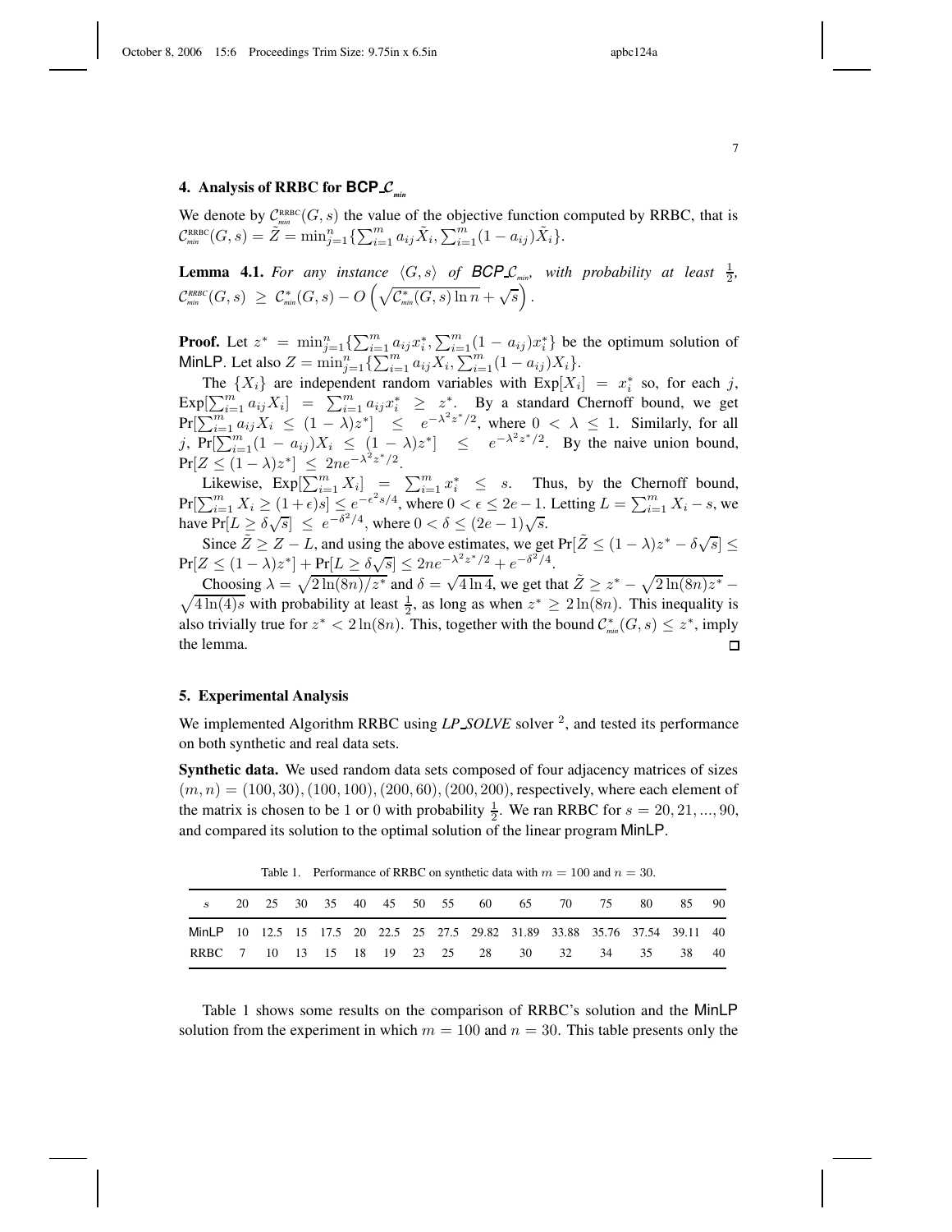## 4. Analysis of RRBC for BCP_$\mathcal{C}_{min}$

We denote by $\mathcal{C}_{min}^{\text{RRBC}}(G,s)$ the value of the objective function computed by RRBC, that is $\mathcal{C}_{min}^{\text{RRBC}}(G,s) = \tilde{Z} = \min_{j=1}^{n}\{\sum_{i=1}^{m} a_{ij}\tilde{X}_i, \sum_{i=1}^{m}(1-a_{ij})\tilde{X}_i\}$.

**Lemma 4.1.** *For any instance $\langle G, s\rangle$ of BCP_$\mathcal{C}_{min}$, with probability at least $\frac{1}{2}$, $\mathcal{C}_{min}^{RRBC}(G,s) \geq \mathcal{C}_{min}^{*}(G,s) - O\left(\sqrt{\mathcal{C}_{min}^{*}(G,s)\ln n} + \sqrt{s}\right)$.*

**Proof.** Let $z^* = \min_{j=1}^{n}\{\sum_{i=1}^{m} a_{ij}x_i^*, \sum_{i=1}^{m}(1-a_{ij})x_i^*\}$ be the optimum solution of MinLP. Let also $Z = \min_{j=1}^{n}\{\sum_{i=1}^{m} a_{ij}X_i, \sum_{i=1}^{m}(1-a_{ij})X_i\}$.

The $\{X_i\}$ are independent random variables with $\text{Exp}[X_i] = x_i^*$ so, for each $j$, $\text{Exp}[\sum_{i=1}^{m} a_{ij}X_i] = \sum_{i=1}^{m} a_{ij}x_i^* \geq z^*$. By a standard Chernoff bound, we get $\Pr[\sum_{i=1}^{m} a_{ij}X_i \leq (1-\lambda)z^*] \leq e^{-\lambda^2 z^*/2}$, where $0 < \lambda \leq 1$. Similarly, for all $j$, $\Pr[\sum_{i=1}^{m}(1-a_{ij})X_i \leq (1-\lambda)z^*] \leq e^{-\lambda^2 z^*/2}$. By the naive union bound, $\Pr[Z \leq (1-\lambda)z^*] \leq 2ne^{-\lambda^2 z^*/2}$.

Likewise, $\text{Exp}[\sum_{i=1}^{m} X_i] = \sum_{i=1}^{m} x_i^* \leq s$. Thus, by the Chernoff bound, $\Pr[\sum_{i=1}^{m} X_i \geq (1+\epsilon)s] \leq e^{-\epsilon^2 s/4}$, where $0 < \epsilon \leq 2e-1$. Letting $L = \sum_{i=1}^{m} X_i - s$, we have $\Pr[L \geq \delta\sqrt{s}] \leq e^{-\delta^2/4}$, where $0 < \delta \leq (2e-1)\sqrt{s}$.

Since $\tilde{Z} \geq Z - L$, and using the above estimates, we get $\Pr[\tilde{Z} \leq (1-\lambda)z^* - \delta\sqrt{s}] \leq \Pr[Z \leq (1-\lambda)z^*] + \Pr[L \geq \delta\sqrt{s}] \leq 2ne^{-\lambda^2 z^*/2} + e^{-\delta^2/4}$.

Choosing $\lambda = \sqrt{2\ln(8n)/z^*}$ and $\delta = \sqrt{4\ln 4}$, we get that $\tilde{Z} \geq z^* - \sqrt{2\ln(8n)z^*} - \sqrt{4\ln(4)s}$ with probability at least $\frac{1}{2}$, as long as when $z^* \geq 2\ln(8n)$. This inequality is also trivially true for $z^* < 2\ln(8n)$. This, together with the bound $\mathcal{C}_{min}^{*}(G,s) \leq z^*$, imply the lemma. □

## 5. Experimental Analysis

We implemented Algorithm RRBC using *LP_SOLVE* solver [2], and tested its performance on both synthetic and real data sets.

**Synthetic data.** We used random data sets composed of four adjacency matrices of sizes $(m,n) = (100,30), (100,100), (200,60), (200,200)$, respectively, where each element of the matrix is chosen to be 1 or 0 with probability $\frac{1}{2}$. We ran RRBC for $s = 20, 21, ..., 90$, and compared its solution to the optimal solution of the linear program MinLP.

Table 1. Performance of RRBC on synthetic data with $m = 100$ and $n = 30$.

| $s$ | 20 | 25 | 30 | 35 | 40 | 45 | 50 | 55 | 60 | 65 | 70 | 75 | 80 | 85 | 90 |
|---|---|---|---|---|---|---|---|---|---|---|---|---|---|---|---|
| MinLP | 10 | 12.5 | 15 | 17.5 | 20 | 22.5 | 25 | 27.5 | 29.82 | 31.89 | 33.88 | 35.76 | 37.54 | 39.11 | 40 |
| RRBC | 7 | 10 | 13 | 15 | 18 | 19 | 23 | 25 | 28 | 30 | 32 | 34 | 35 | 38 | 40 |

Table 1 shows some results on the comparison of RRBC's solution and the MinLP solution from the experiment in which $m = 100$ and $n = 30$. This table presents only the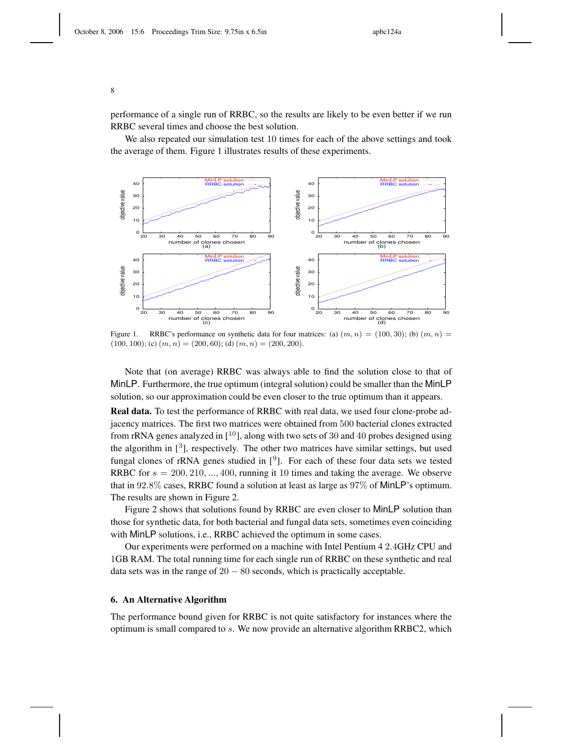performance of a single run of RRBC, so the results are likely to be even better if we run RRBC several times and choose the best solution.

We also repeated our simulation test 10 times for each of the above settings and took the average of them. Figure 1 illustrates results of these experiments.

Figure 1. RRBC's performance on synthetic data for four matrices: (a) $(m, n) = (100, 30)$; (b) $(m, n) = (100, 100)$; (c) $(m, n) = (200, 60)$; (d) $(m, n) = (200, 200)$.

Note that (on average) RRBC was always able to find the solution close to that of MinLP. Furthermore, the true optimum (integral solution) could be smaller than the MinLP solution, so our approximation could be even closer to the true optimum than it appears.

**Real data.** To test the performance of RRBC with real data, we used four clone-probe adjacency matrices. The first two matrices were obtained from 500 bacterial clones extracted from rRNA genes analyzed in [10], along with two sets of 30 and 40 probes designed using the algorithm in [3], respectively. The other two matrices have similar settings, but used fungal clones of rRNA genes studied in [9]. For each of these four data sets we tested RRBC for $s = 200, 210, ..., 400$, running it 10 times and taking the average. We observe that in 92.8% cases, RRBC found a solution at least as large as 97% of MinLP's optimum. The results are shown in Figure 2.

Figure 2 shows that solutions found by RRBC are even closer to MinLP solution than those for synthetic data, for both bacterial and fungal data sets, sometimes even coinciding with MinLP solutions, i.e., RRBC achieved the optimum in some cases.

Our experiments were performed on a machine with Intel Pentium 4 2.4GHz CPU and 1GB RAM. The total running time for each single run of RRBC on these synthetic and real data sets was in the range of $20 - 80$ seconds, which is practically acceptable.

## 6. An Alternative Algorithm

The performance bound given for RRBC is not quite satisfactory for instances where the optimum is small compared to $s$. We now provide an alternative algorithm RRBC2, which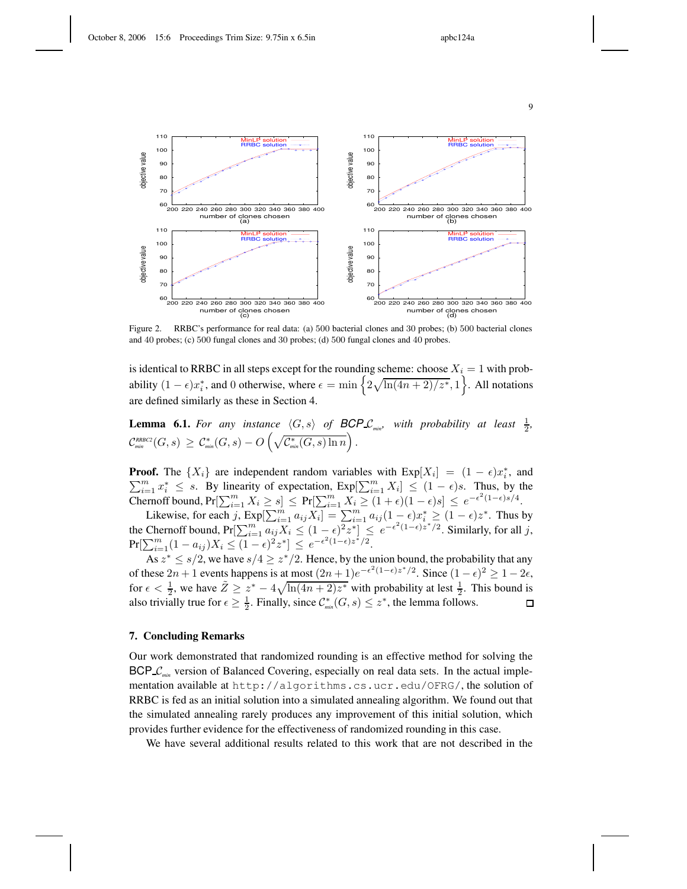Figure 2. RRBC's performance for real data: (a) 500 bacterial clones and 30 probes; (b) 500 bacterial clones and 40 probes; (c) 500 fungal clones and 30 probes; (d) 500 fungal clones and 40 probes.

is identical to RRBC in all steps except for the rounding scheme: choose $X_i = 1$ with probability $(1-\epsilon)x_i^*$, and 0 otherwise, where $\epsilon = \min\left\{2\sqrt{\ln(4n+2)/z^*}, 1\right\}$. All notations are defined similarly as these in Section 4.

**Lemma 6.1.** *For any instance* $\langle G, s\rangle$ *of* BCP_$\mathcal{C}_{min}$*, with probability at least* $\frac{1}{2}$*,* $\mathcal{C}_{min}^{RRBC2}(G,s) \geq \mathcal{C}_{min}^*(G,s) - O\left(\sqrt{\mathcal{C}_{min}^*(G,s)\ln n}\right)$.

**Proof.** The $\{X_i\}$ are independent random variables with $\text{Exp}[X_i] = (1-\epsilon)x_i^*$, and $\sum_{i=1}^m x_i^* \leq s$. By linearity of expectation, $\text{Exp}[\sum_{i=1}^m X_i] \leq (1-\epsilon)s$. Thus, by the Chernoff bound, $\Pr[\sum_{i=1}^m X_i \geq s] \leq \Pr[\sum_{i=1}^m X_i \geq (1+\epsilon)(1-\epsilon)s] \leq e^{-\epsilon^2(1-\epsilon)s/4}$.

Likewise, for each $j$, $\text{Exp}[\sum_{i=1}^m a_{ij}X_i] = \sum_{i=1}^m a_{ij}(1-\epsilon)x_i^* \geq (1-\epsilon)z^*$. Thus by the Chernoff bound, $\Pr[\sum_{i=1}^m a_{ij}X_i \leq (1-\epsilon)^2 z^*] \leq e^{-\epsilon^2(1-\epsilon)z^*/2}$. Similarly, for all $j$, $\Pr[\sum_{i=1}^m (1-a_{ij})X_i \leq (1-\epsilon)^2 z^*] \leq e^{-\epsilon^2(1-\epsilon)z^*/2}$.

As $z^* \leq s/2$, we have $s/4 \geq z^*/2$. Hence, by the union bound, the probability that any of these $2n+1$ events happens is at most $(2n+1)e^{-\epsilon^2(1-\epsilon)z^*/2}$. Since $(1-\epsilon)^2 \geq 1-2\epsilon$, for $\epsilon < \frac{1}{2}$, we have $\tilde{Z} \geq z^* - 4\sqrt{\ln(4n+2)z^*}$ with probability at lest $\frac{1}{2}$. This bound is also trivially true for $\epsilon \geq \frac{1}{2}$. Finally, since $\mathcal{C}_{min}^*(G,s) \leq z^*$, the lemma follows. □

## 7. Concluding Remarks

Our work demonstrated that randomized rounding is an effective method for solving the BCP_$\mathcal{C}_{min}$ version of Balanced Covering, especially on real data sets. In the actual implementation available at `http://algorithms.cs.ucr.edu/OFRG/`, the solution of RRBC is fed as an initial solution into a simulated annealing algorithm. We found out that the simulated annealing rarely produces any improvement of this initial solution, which provides further evidence for the effectiveness of randomized rounding in this case.

We have several additional results related to this work that are not described in the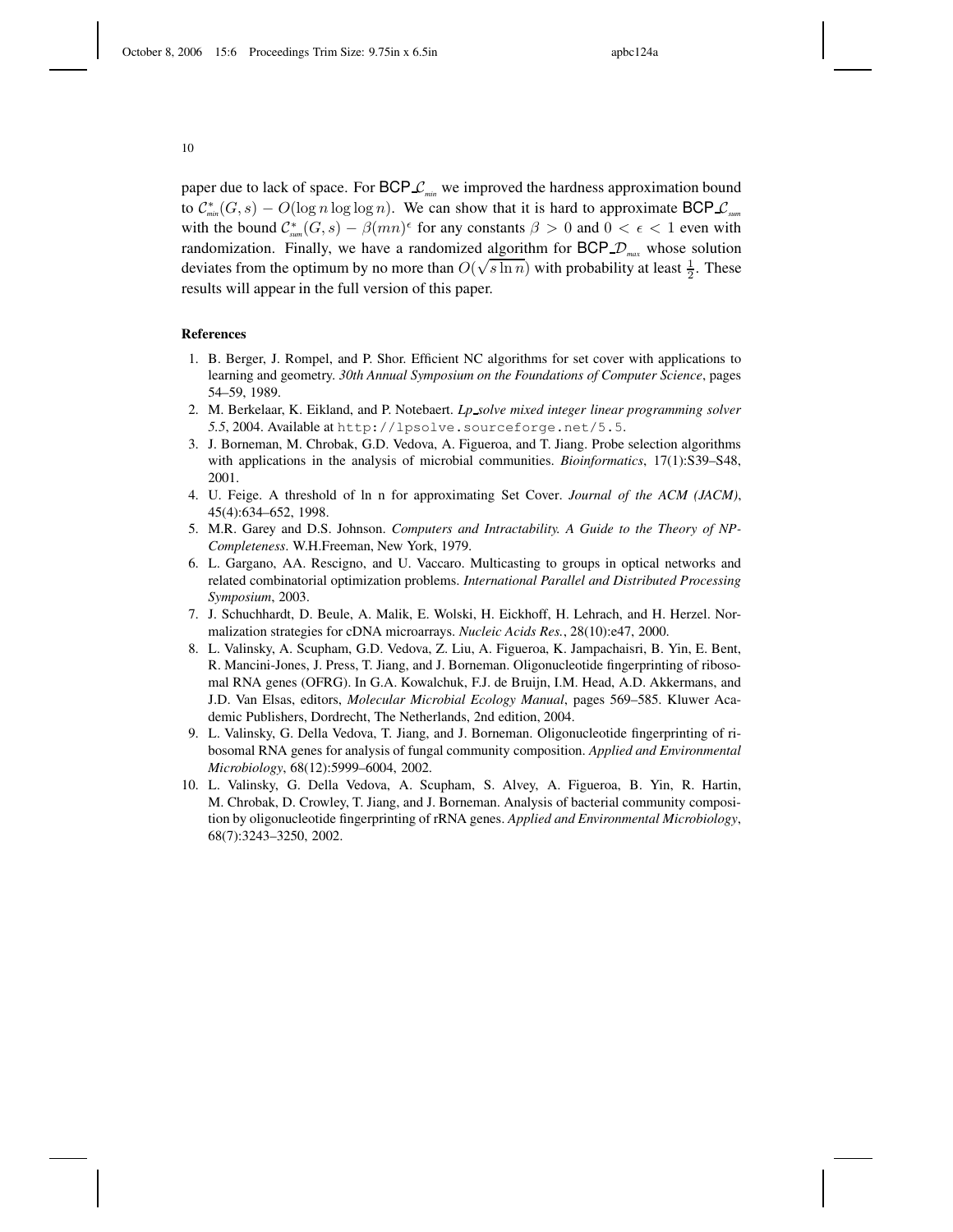paper due to lack of space. For $\mathsf{BCP}\_\mathcal{C}_{min}$ we improved the hardness approximation bound to $\mathcal{C}^*_{min}(G,s) - O(\log n \log\log n)$. We can show that it is hard to approximate $\mathsf{BCP}\_\mathcal{C}_{sum}$ with the bound $\mathcal{C}^*_{sum}(G,s) - \beta(mn)^{\epsilon}$ for any constants $\beta > 0$ and $0 < \epsilon < 1$ even with randomization. Finally, we have a randomized algorithm for $\mathsf{BCP}\_\mathcal{D}_{max}$ whose solution deviates from the optimum by no more than $O(\sqrt{s \ln n})$ with probability at least $\frac{1}{2}$. These results will appear in the full version of this paper.

**References**

1. B. Berger, J. Rompel, and P. Shor. Efficient NC algorithms for set cover with applications to learning and geometry. *30th Annual Symposium on the Foundations of Computer Science*, pages 54–59, 1989.
2. M. Berkelaar, K. Eikland, and P. Notebaert. *Lp_solve mixed integer linear programming solver 5.5*, 2004. Available at http://lpsolve.sourceforge.net/5.5.
3. J. Borneman, M. Chrobak, G.D. Vedova, A. Figueroa, and T. Jiang. Probe selection algorithms with applications in the analysis of microbial communities. *Bioinformatics*, 17(1):S39–S48, 2001.
4. U. Feige. A threshold of ln n for approximating Set Cover. *Journal of the ACM (JACM)*, 45(4):634–652, 1998.
5. M.R. Garey and D.S. Johnson. *Computers and Intractability. A Guide to the Theory of NP-Completeness*. W.H.Freeman, New York, 1979.
6. L. Gargano, AA. Rescigno, and U. Vaccaro. Multicasting to groups in optical networks and related combinatorial optimization problems. *International Parallel and Distributed Processing Symposium*, 2003.
7. J. Schuchhardt, D. Beule, A. Malik, E. Wolski, H. Eickhoff, H. Lehrach, and H. Herzel. Normalization strategies for cDNA microarrays. *Nucleic Acids Res.*, 28(10):e47, 2000.
8. L. Valinsky, A. Scupham, G.D. Vedova, Z. Liu, A. Figueroa, K. Jampachaisri, B. Yin, E. Bent, R. Mancini-Jones, J. Press, T. Jiang, and J. Borneman. Oligonucleotide fingerprinting of ribosomal RNA genes (OFRG). In G.A. Kowalchuk, F.J. de Bruijn, I.M. Head, A.D. Akkermans, and J.D. Van Elsas, editors, *Molecular Microbial Ecology Manual*, pages 569–585. Kluwer Academic Publishers, Dordrecht, The Netherlands, 2nd edition, 2004.
9. L. Valinsky, G. Della Vedova, T. Jiang, and J. Borneman. Oligonucleotide fingerprinting of ribosomal RNA genes for analysis of fungal community composition. *Applied and Environmental Microbiology*, 68(12):5999–6004, 2002.
10. L. Valinsky, G. Della Vedova, A. Scupham, S. Alvey, A. Figueroa, B. Yin, R. Hartin, M. Chrobak, D. Crowley, T. Jiang, and J. Borneman. Analysis of bacterial community composition by oligonucleotide fingerprinting of rRNA genes. *Applied and Environmental Microbiology*, 68(7):3243–3250, 2002.